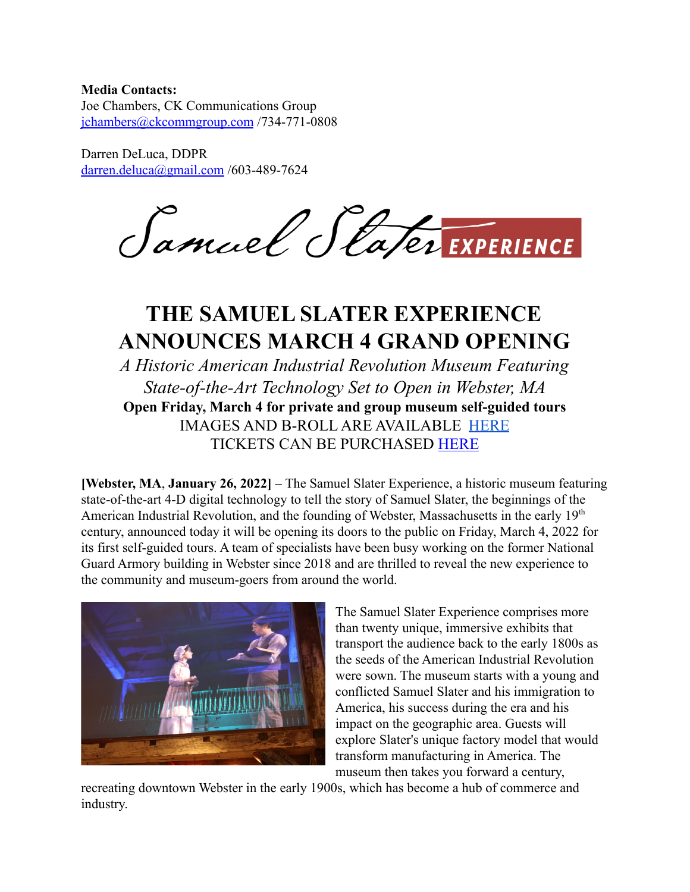**Media Contacts:**
Joe Chambers, CK Communications Group
jchambers@ckcommgroup.com /734-771-0808

Darren DeLuca, DDPR
darren.deluca@gmail.com /603-489-7624

# THE SAMUEL SLATER EXPERIENCE ANNOUNCES MARCH 4 GRAND OPENING

*A Historic American Industrial Revolution Museum Featuring State-of-the-Art Technology Set to Open in Webster, MA*

**Open Friday, March 4 for private and group museum self-guided tours**

IMAGES AND B-ROLL ARE AVAILABLE HERE

TICKETS CAN BE PURCHASED HERE

**[Webster, MA**, **January 26, 2022]** – The Samuel Slater Experience, a historic museum featuring state-of-the-art 4-D digital technology to tell the story of Samuel Slater, the beginnings of the American Industrial Revolution, and the founding of Webster, Massachusetts in the early 19th century, announced today it will be opening its doors to the public on Friday, March 4, 2022 for its first self-guided tours. A team of specialists have been busy working on the former National Guard Armory building in Webster since 2018 and are thrilled to reveal the new experience to the community and museum-goers from around the world.

The Samuel Slater Experience comprises more than twenty unique, immersive exhibits that transport the audience back to the early 1800s as the seeds of the American Industrial Revolution were sown. The museum starts with a young and conflicted Samuel Slater and his immigration to America, his success during the era and his impact on the geographic area. Guests will explore Slater's unique factory model that would transform manufacturing in America. The museum then takes you forward a century, recreating downtown Webster in the early 1900s, which has become a hub of commerce and industry.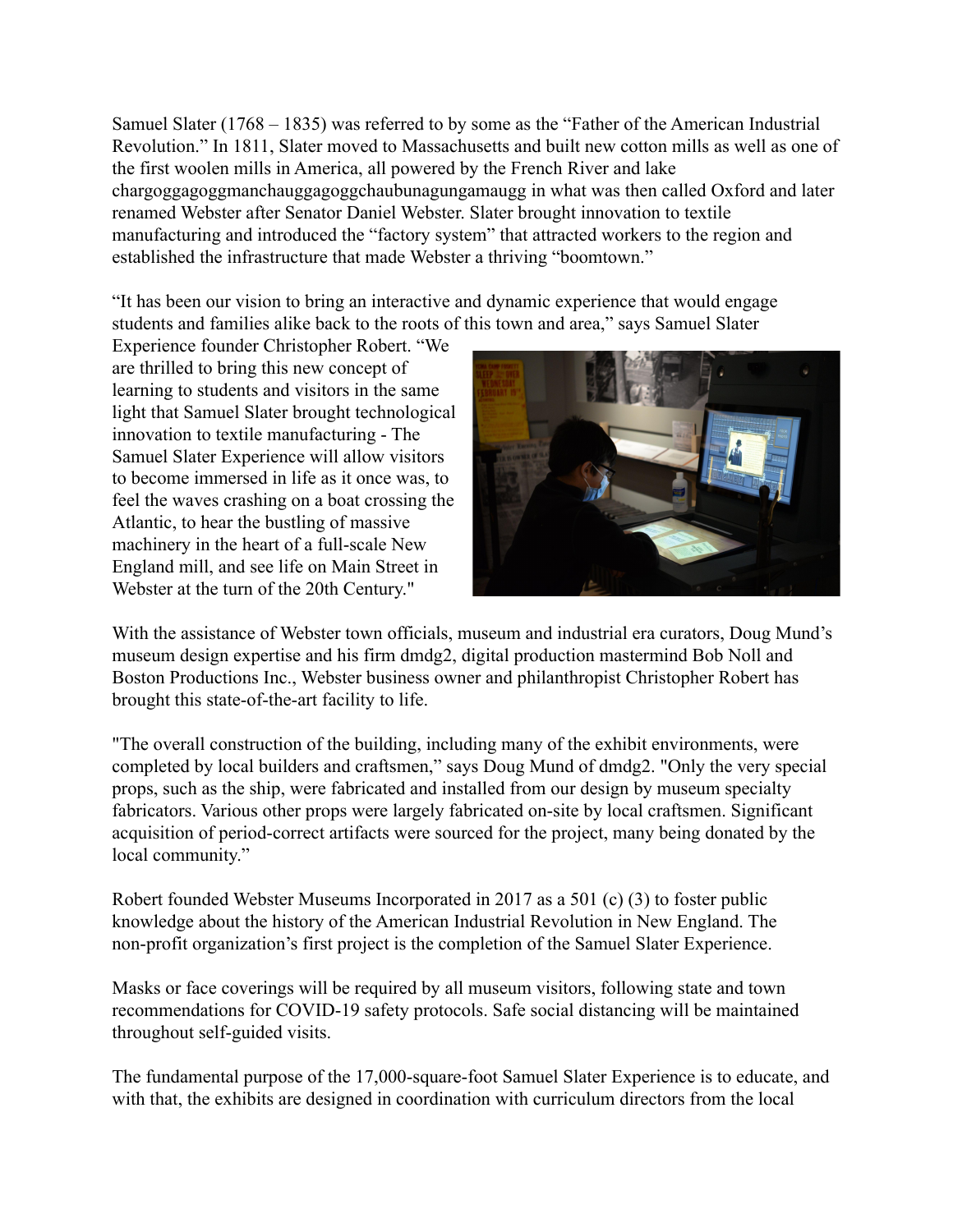Samuel Slater (1768 – 1835) was referred to by some as the "Father of the American Industrial Revolution." In 1811, Slater moved to Massachusetts and built new cotton mills as well as one of the first woolen mills in America, all powered by the French River and lake chargoggagoggmanchauggagoggchaubunagungamaugg in what was then called Oxford and later renamed Webster after Senator Daniel Webster. Slater brought innovation to textile manufacturing and introduced the "factory system" that attracted workers to the region and established the infrastructure that made Webster a thriving "boomtown."

"It has been our vision to bring an interactive and dynamic experience that would engage students and families alike back to the roots of this town and area," says Samuel Slater Experience founder Christopher Robert. "We are thrilled to bring this new concept of learning to students and visitors in the same light that Samuel Slater brought technological innovation to textile manufacturing - The Samuel Slater Experience will allow visitors to become immersed in life as it once was, to feel the waves crashing on a boat crossing the Atlantic, to hear the bustling of massive machinery in the heart of a full-scale New England mill, and see life on Main Street in Webster at the turn of the 20th Century."

With the assistance of Webster town officials, museum and industrial era curators, Doug Mund's museum design expertise and his firm dmdg2, digital production mastermind Bob Noll and Boston Productions Inc., Webster business owner and philanthropist Christopher Robert has brought this state-of-the-art facility to life.

"The overall construction of the building, including many of the exhibit environments, were completed by local builders and craftsmen," says Doug Mund of dmdg2. "Only the very special props, such as the ship, were fabricated and installed from our design by museum specialty fabricators. Various other props were largely fabricated on-site by local craftsmen. Significant acquisition of period-correct artifacts were sourced for the project, many being donated by the local community."

Robert founded Webster Museums Incorporated in 2017 as a 501 (c) (3) to foster public knowledge about the history of the American Industrial Revolution in New England. The non-profit organization's first project is the completion of the Samuel Slater Experience.

Masks or face coverings will be required by all museum visitors, following state and town recommendations for COVID-19 safety protocols. Safe social distancing will be maintained throughout self-guided visits.

The fundamental purpose of the 17,000-square-foot Samuel Slater Experience is to educate, and with that, the exhibits are designed in coordination with curriculum directors from the local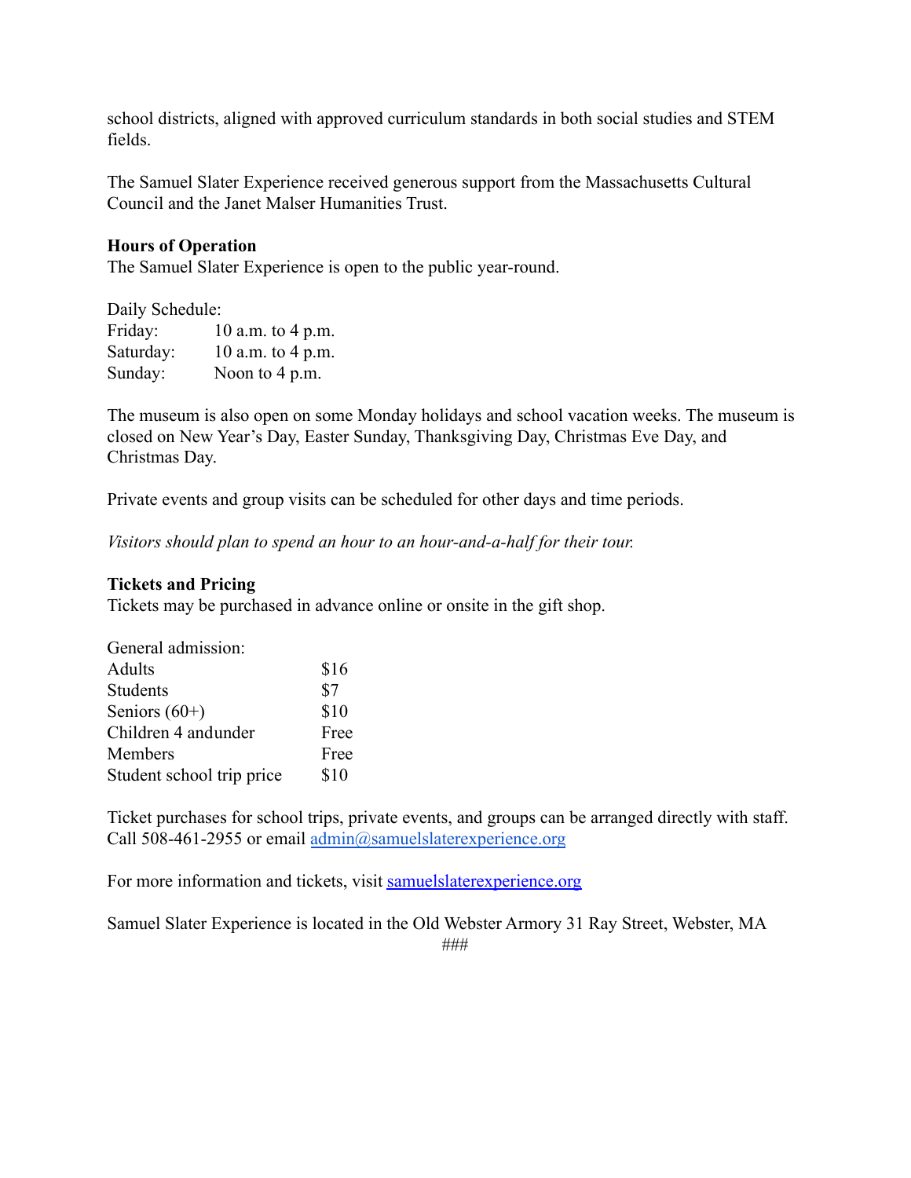school districts, aligned with approved curriculum standards in both social studies and STEM fields.

The Samuel Slater Experience received generous support from the Massachusetts Cultural Council and the Janet Malser Humanities Trust.

**Hours of Operation**
The Samuel Slater Experience is open to the public year-round.

Daily Schedule:

| | |
|---|---|
| Friday: | 10 a.m. to 4 p.m. |
| Saturday: | 10 a.m. to 4 p.m. |
| Sunday: | Noon to 4 p.m. |

The museum is also open on some Monday holidays and school vacation weeks. The museum is closed on New Year's Day, Easter Sunday, Thanksgiving Day, Christmas Eve Day, and Christmas Day.

Private events and group visits can be scheduled for other days and time periods.

*Visitors should plan to spend an hour to an hour-and-a-half for their tour.*

**Tickets and Pricing**
Tickets may be purchased in advance online or onsite in the gift shop.

General admission:

| | |
|---|---|
| Adults | $16 |
| Students | $7 |
| Seniors (60+) | $10 |
| Children 4 andunder | Free |
| Members | Free |
| Student school trip price | $10 |

Ticket purchases for school trips, private events, and groups can be arranged directly with staff. Call 508-461-2955 or email admin@samuelslaterexperience.org

For more information and tickets, visit samuelslaterexperience.org

Samuel Slater Experience is located in the Old Webster Armory 31 Ray Street, Webster, MA

###